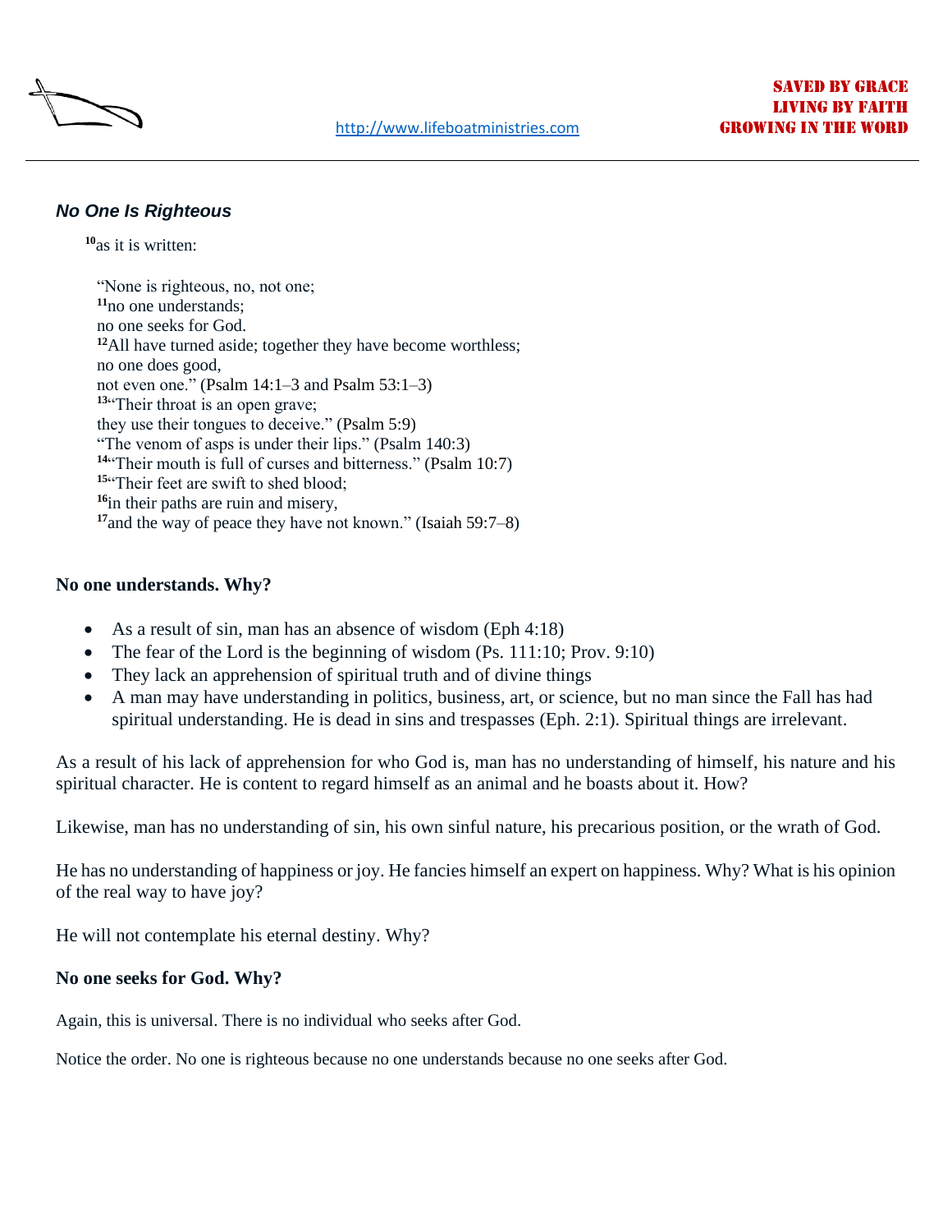### *No One Is Righteous*

[10]as it is written:

"None is righteous, no, not one;  
[11]no one understands;  
no one seeks for God.  
[12]All have turned aside; together they have become worthless;  
no one does good,  
not even one." (Psalm 14:1–3 and Psalm 53:1–3)  
[13]"Their throat is an open grave;  
they use their tongues to deceive." (Psalm 5:9)  
"The venom of asps is under their lips." (Psalm 140:3)  
[14]"Their mouth is full of curses and bitterness." (Psalm 10:7)  
[15]"Their feet are swift to shed blood;  
[16]in their paths are ruin and misery,  
[17]and the way of peace they have not known." (Isaiah 59:7–8)

**No one understands. Why?**

- As a result of sin, man has an absence of wisdom (Eph 4:18)
- The fear of the Lord is the beginning of wisdom (Ps. 111:10; Prov. 9:10)
- They lack an apprehension of spiritual truth and of divine things
- A man may have understanding in politics, business, art, or science, but no man since the Fall has had spiritual understanding. He is dead in sins and trespasses (Eph. 2:1). Spiritual things are irrelevant.

As a result of his lack of apprehension for who God is, man has no understanding of himself, his nature and his spiritual character. He is content to regard himself as an animal and he boasts about it. How?

Likewise, man has no understanding of sin, his own sinful nature, his precarious position, or the wrath of God.

He has no understanding of happiness or joy. He fancies himself an expert on happiness. Why? What is his opinion of the real way to have joy?

He will not contemplate his eternal destiny. Why?

**No one seeks for God. Why?**

Again, this is universal. There is no individual who seeks after God.

Notice the order. No one is righteous because no one understands because no one seeks after God.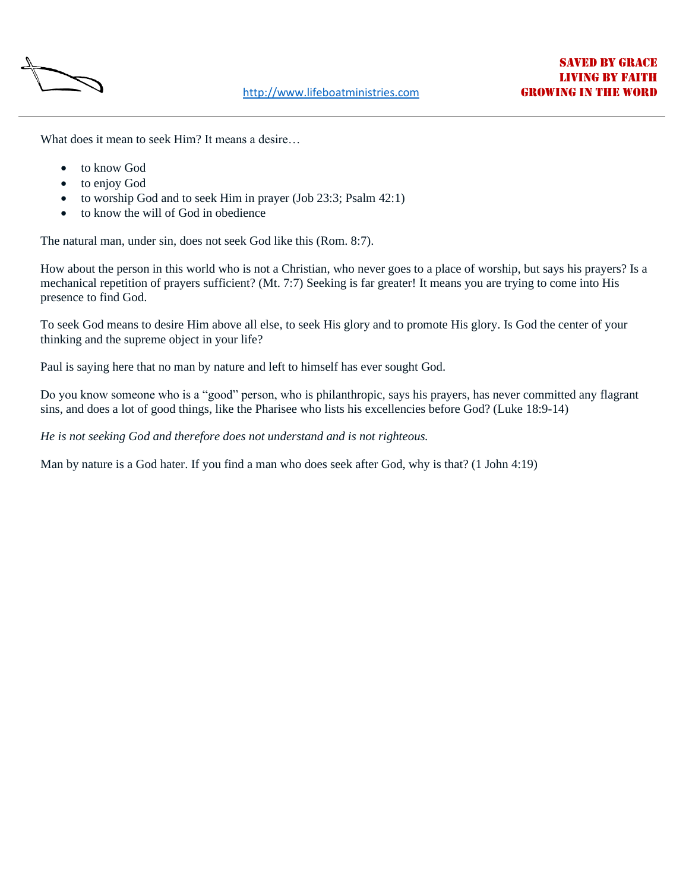What does it mean to seek Him? It means a desire…

- to know God
- to enjoy God
- to worship God and to seek Him in prayer (Job 23:3; Psalm 42:1)
- to know the will of God in obedience

The natural man, under sin, does not seek God like this (Rom. 8:7).

How about the person in this world who is not a Christian, who never goes to a place of worship, but says his prayers? Is a mechanical repetition of prayers sufficient? (Mt. 7:7) Seeking is far greater! It means you are trying to come into His presence to find God.

To seek God means to desire Him above all else, to seek His glory and to promote His glory. Is God the center of your thinking and the supreme object in your life?

Paul is saying here that no man by nature and left to himself has ever sought God.

Do you know someone who is a "good" person, who is philanthropic, says his prayers, has never committed any flagrant sins, and does a lot of good things, like the Pharisee who lists his excellencies before God? (Luke 18:9-14)

*He is not seeking God and therefore does not understand and is not righteous.*

Man by nature is a God hater. If you find a man who does seek after God, why is that? (1 John 4:19)